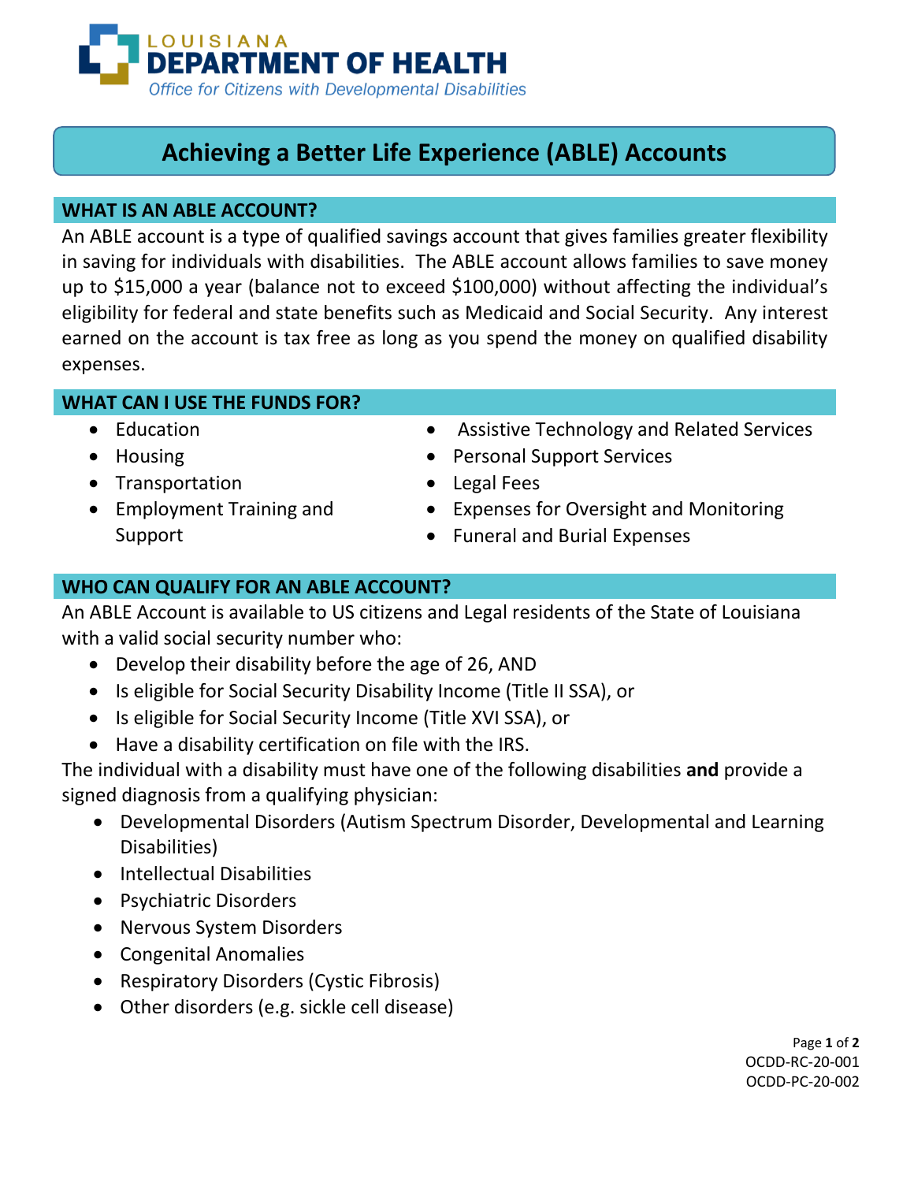LOUISIANA
**DEPARTMENT OF HEALTH**
*Office for Citizens with Developmental Disabilities*

# Achieving a Better Life Experience (ABLE) Accounts

## WHAT IS AN ABLE ACCOUNT?

An ABLE account is a type of qualified savings account that gives families greater flexibility in saving for individuals with disabilities. The ABLE account allows families to save money up to $15,000 a year (balance not to exceed $100,000) without affecting the individual's eligibility for federal and state benefits such as Medicaid and Social Security. Any interest earned on the account is tax free as long as you spend the money on qualified disability expenses.

## WHAT CAN I USE THE FUNDS FOR?

- Education
- Housing
- Transportation
- Employment Training and Support
- Assistive Technology and Related Services
- Personal Support Services
- Legal Fees
- Expenses for Oversight and Monitoring
- Funeral and Burial Expenses

## WHO CAN QUALIFY FOR AN ABLE ACCOUNT?

An ABLE Account is available to US citizens and Legal residents of the State of Louisiana with a valid social security number who:

- Develop their disability before the age of 26, AND
- Is eligible for Social Security Disability Income (Title II SSA), or
- Is eligible for Social Security Income (Title XVI SSA), or
- Have a disability certification on file with the IRS.

The individual with a disability must have one of the following disabilities **and** provide a signed diagnosis from a qualifying physician:

- Developmental Disorders (Autism Spectrum Disorder, Developmental and Learning Disabilities)
- Intellectual Disabilities
- Psychiatric Disorders
- Nervous System Disorders
- Congenital Anomalies
- Respiratory Disorders (Cystic Fibrosis)
- Other disorders (e.g. sickle cell disease)

OCDD-RC-20-001
OCDD-PC-20-002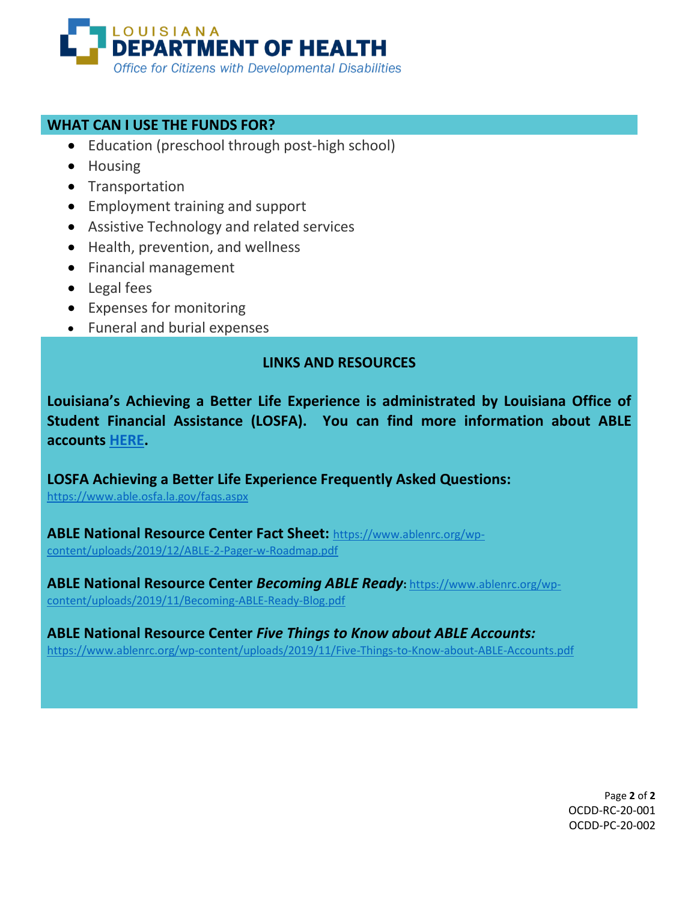## WHAT CAN I USE THE FUNDS FOR?

- Education (preschool through post-high school)
- Housing
- Transportation
- Employment training and support
- Assistive Technology and related services
- Health, prevention, and wellness
- Financial management
- Legal fees
- Expenses for monitoring
- Funeral and burial expenses

## LINKS AND RESOURCES

**Louisiana's Achieving a Better Life Experience is administrated by Louisiana Office of Student Financial Assistance (LOSFA). You can find more information about ABLE accounts HERE.**

**LOSFA Achieving a Better Life Experience Frequently Asked Questions:**
https://www.able.osfa.la.gov/faqs.aspx

**ABLE National Resource Center Fact Sheet:** https://www.ablenrc.org/wp-content/uploads/2019/12/ABLE-2-Pager-w-Roadmap.pdf

**ABLE National Resource Center *Becoming ABLE Ready*:** https://www.ablenrc.org/wp-content/uploads/2019/11/Becoming-ABLE-Ready-Blog.pdf

**ABLE National Resource Center *Five Things to Know about ABLE Accounts:***
https://www.ablenrc.org/wp-content/uploads/2019/11/Five-Things-to-Know-about-ABLE-Accounts.pdf

OCDD-RC-20-001
OCDD-PC-20-002